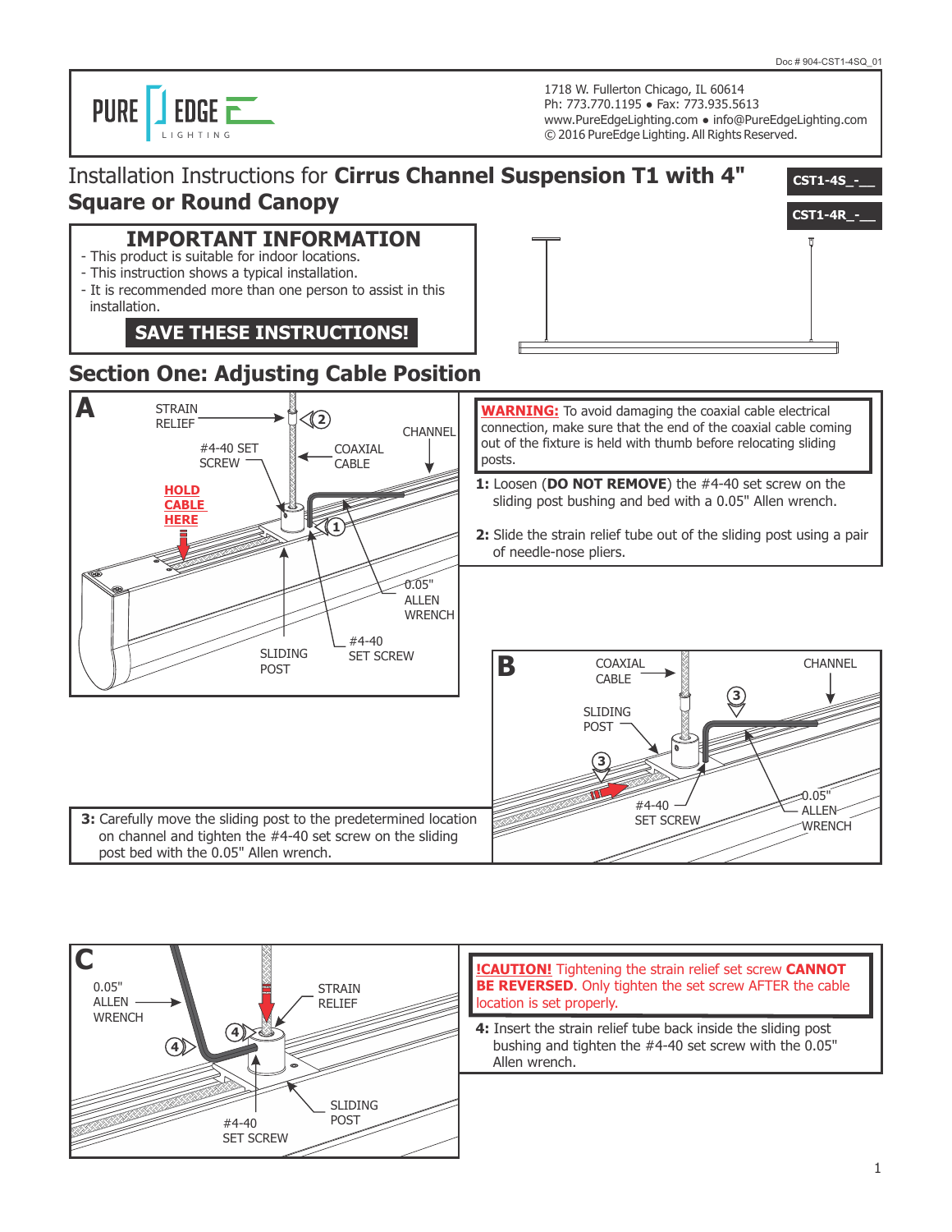Doc # 904-CST1-4SQ_01

PURE EDGE LIGHTING

1718 W. Fullerton Chicago, IL 60614
Ph: 773.770.1195 • Fax: 773.935.5613
www.PureEdgeLighting.com • info@PureEdgeLighting.com
© 2016 PureEdge Lighting. All Rights Reserved.

# Installation Instructions for **Cirrus Channel Suspension T1 with 4" Square or Round Canopy**

**CST1-4S_-__**

**CST1-4R_-__**

## IMPORTANT INFORMATION

- This product is suitable for indoor locations.
- This instruction shows a typical installation.
- It is recommended more than one person to assist in this installation.

**SAVE THESE INSTRUCTIONS!**

## Section One: Adjusting Cable Position

**A**

STRAIN RELIEF, #4-40 SET SCREW, COAXIAL CABLE, CHANNEL, HOLD CABLE HERE, 0.05" ALLEN WRENCH, SLIDING POST, #4-40 SET SCREW

**WARNING:** To avoid damaging the coaxial cable electrical connection, make sure that the end of the coaxial cable coming out of the fixture is held with thumb before relocating sliding posts.

**1:** Loosen (**DO NOT REMOVE**) the #4-40 set screw on the sliding post bushing and bed with a 0.05" Allen wrench.

**2:** Slide the strain relief tube out of the sliding post using a pair of needle-nose pliers.

**B**

COAXIAL CABLE, CHANNEL, SLIDING POST, #4-40 SET SCREW, 0.05" ALLEN WRENCH

**3:** Carefully move the sliding post to the predetermined location on channel and tighten the #4-40 set screw on the sliding post bed with the 0.05" Allen wrench.

**C**

0.05" ALLEN WRENCH, STRAIN RELIEF, SLIDING POST, #4-40 SET SCREW

**!CAUTION!** Tightening the strain relief set screw **CANNOT BE REVERSED**. Only tighten the set screw AFTER the cable location is set properly.

**4:** Insert the strain relief tube back inside the sliding post bushing and tighten the #4-40 set screw with the 0.05" Allen wrench.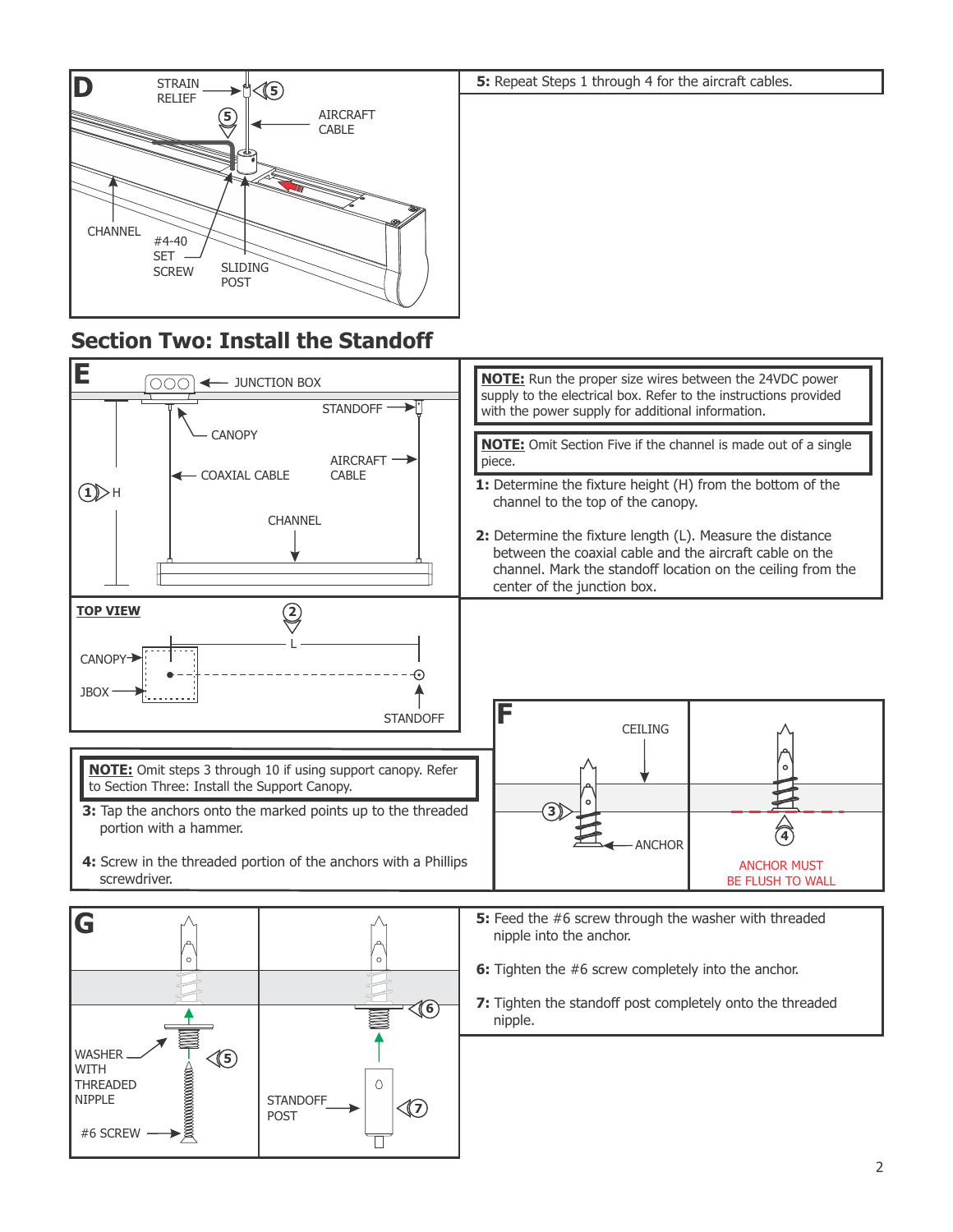**D**

STRAIN RELIEF

AIRCRAFT CABLE

CHANNEL

#4-40 SET SCREW

SLIDING POST

**5:** Repeat Steps 1 through 4 for the aircraft cables.

## Section Two: Install the Standoff

**E**

JUNCTION BOX

STANDOFF

CANOPY

AIRCRAFT CABLE

COAXIAL CABLE

H

CHANNEL

**NOTE:** Run the proper size wires between the 24VDC power supply to the electrical box. Refer to the instructions provided with the power supply for additional information.

**NOTE:** Omit Section Five if the channel is made out of a single piece.

**1:** Determine the fixture height (H) from the bottom of the channel to the top of the canopy.

**2:** Determine the fixture length (L). Measure the distance between the coaxial cable and the aircraft cable on the channel. Mark the standoff location on the ceiling from the center of the junction box.

**TOP VIEW**

L

CANOPY

JBOX

STANDOFF

**NOTE:** Omit steps 3 through 10 if using support canopy. Refer to Section Three: Install the Support Canopy.

**3:** Tap the anchors onto the marked points up to the threaded portion with a hammer.

**4:** Screw in the threaded portion of the anchors with a Phillips screwdriver.

**F**

CEILING

ANCHOR

ANCHOR MUST BE FLUSH TO WALL

**G**

WASHER WITH THREADED NIPPLE

#6 SCREW

STANDOFF POST

**5:** Feed the #6 screw through the washer with threaded nipple into the anchor.

**6:** Tighten the #6 screw completely into the anchor.

**7:** Tighten the standoff post completely onto the threaded nipple.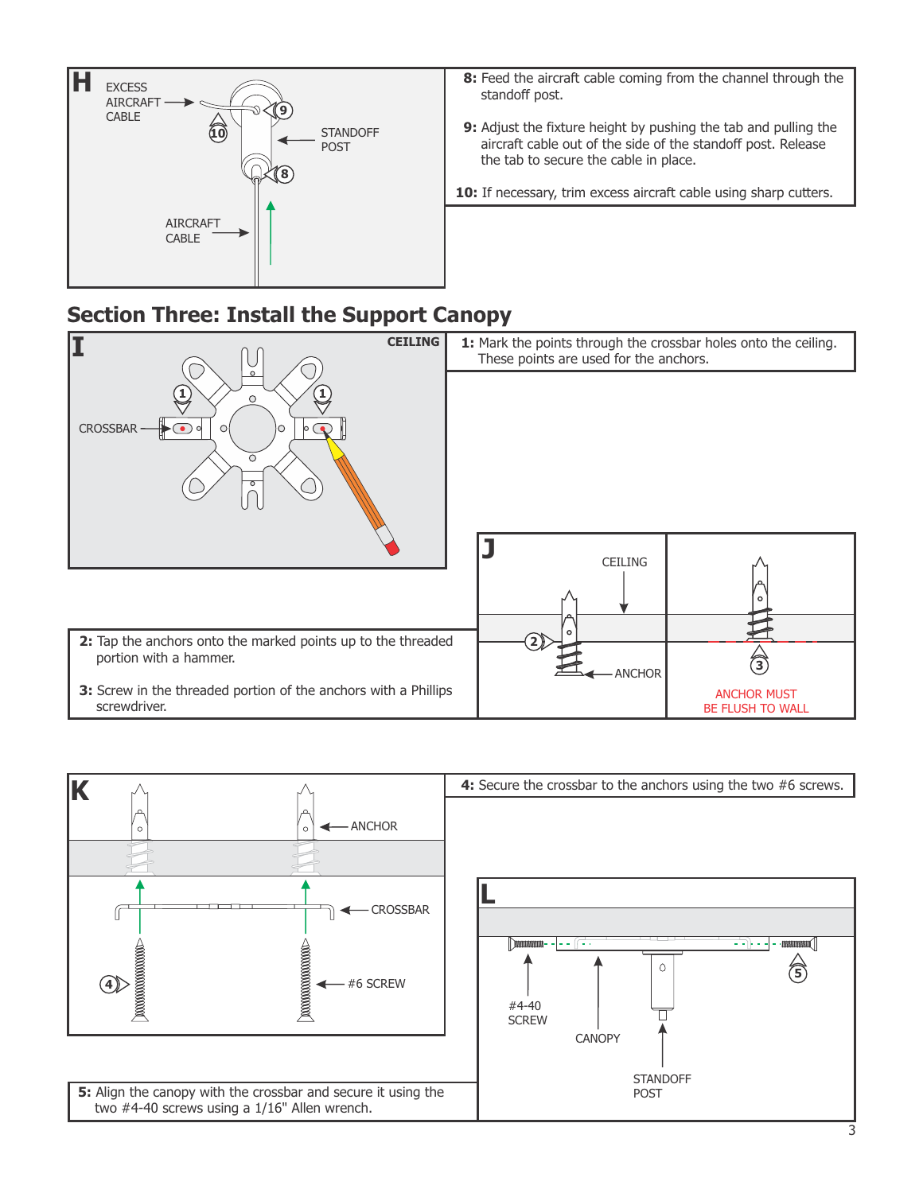**H**

EXCESS AIRCRAFT CABLE

STANDOFF POST

AIRCRAFT CABLE

**8:** Feed the aircraft cable coming from the channel through the standoff post.

**9:** Adjust the fixture height by pushing the tab and pulling the aircraft cable out of the side of the standoff post. Release the tab to secure the cable in place.

**10:** If necessary, trim excess aircraft cable using sharp cutters.

## Section Three: Install the Support Canopy

**I**

CEILING

CROSSBAR

**1:** Mark the points through the crossbar holes onto the ceiling. These points are used for the anchors.

**J**

CEILING

ANCHOR

ANCHOR MUST BE FLUSH TO WALL

**2:** Tap the anchors onto the marked points up to the threaded portion with a hammer.

**3:** Screw in the threaded portion of the anchors with a Phillips screwdriver.

**K**

ANCHOR

CROSSBAR

#6 SCREW

**4:** Secure the crossbar to the anchors using the two #6 screws.

**L**

#4-40 SCREW

CANOPY

STANDOFF POST

**5:** Align the canopy with the crossbar and secure it using the two #4-40 screws using a 1/16" Allen wrench.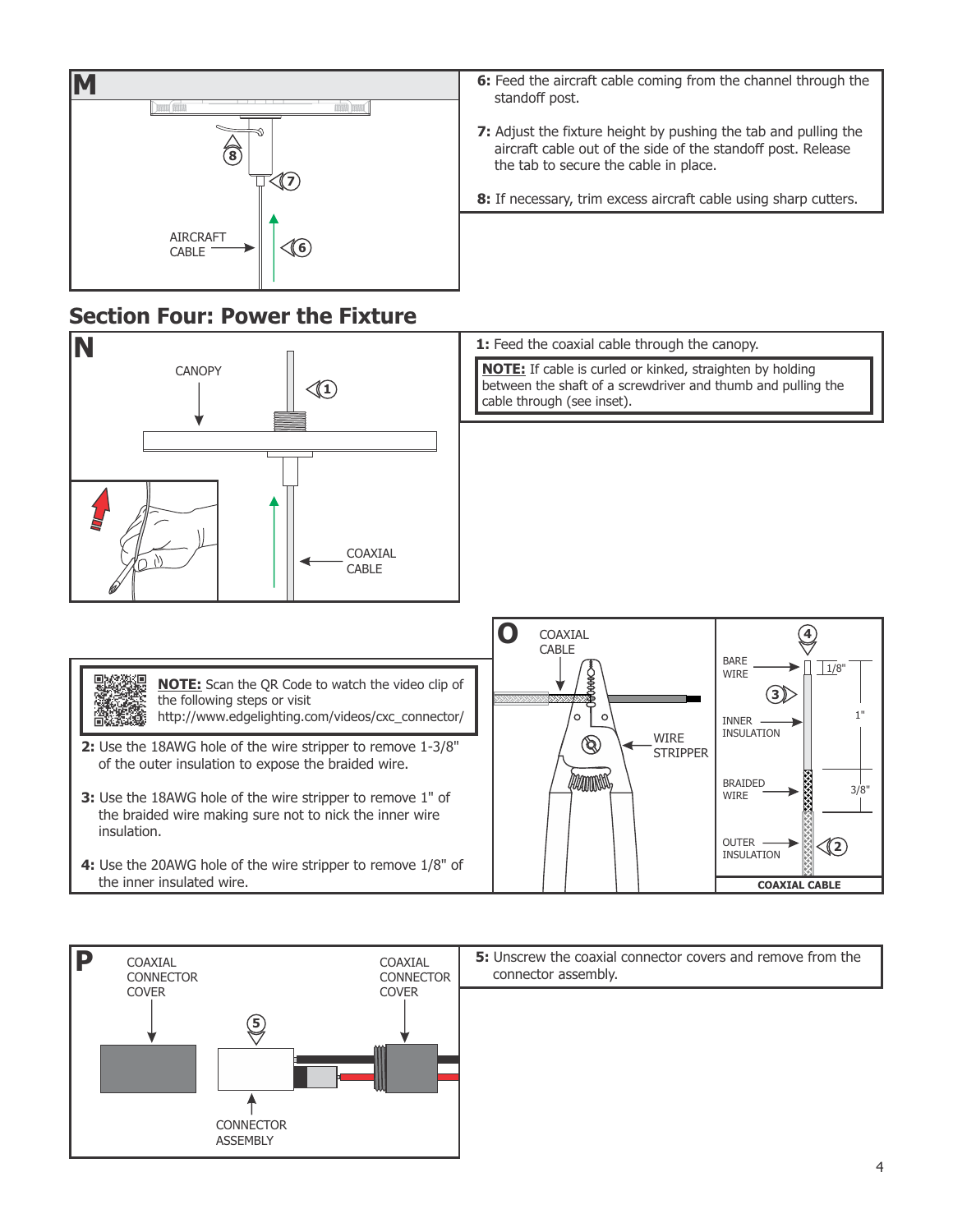**M**

AIRCRAFT CABLE

**6:** Feed the aircraft cable coming from the channel through the standoff post.

**7:** Adjust the fixture height by pushing the tab and pulling the aircraft cable out of the side of the standoff post. Release the tab to secure the cable in place.

**8:** If necessary, trim excess aircraft cable using sharp cutters.

## Section Four: Power the Fixture

**N**

CANOPY

COAXIAL CABLE

**1:** Feed the coaxial cable through the canopy.

**NOTE:** If cable is curled or kinked, straighten by holding between the shaft of a screwdriver and thumb and pulling the cable through (see inset).

**O**

COAXIAL CABLE

WIRE STRIPPER

BARE WIRE

INNER INSULATION

BRAIDED WIRE

OUTER INSULATION

1/8"

1"

3/8"

**COAXIAL CABLE**

**NOTE:** Scan the QR Code to watch the video clip of the following steps or visit http://www.edgelighting.com/videos/cxc_connector/

**2:** Use the 18AWG hole of the wire stripper to remove 1-3/8" of the outer insulation to expose the braided wire.

**3:** Use the 18AWG hole of the wire stripper to remove 1" of the braided wire making sure not to nick the inner wire insulation.

**4:** Use the 20AWG hole of the wire stripper to remove 1/8" of the inner insulated wire.

**P**

COAXIAL CONNECTOR COVER

COAXIAL CONNECTOR COVER

CONNECTOR ASSEMBLY

**5:** Unscrew the coaxial connector covers and remove from the connector assembly.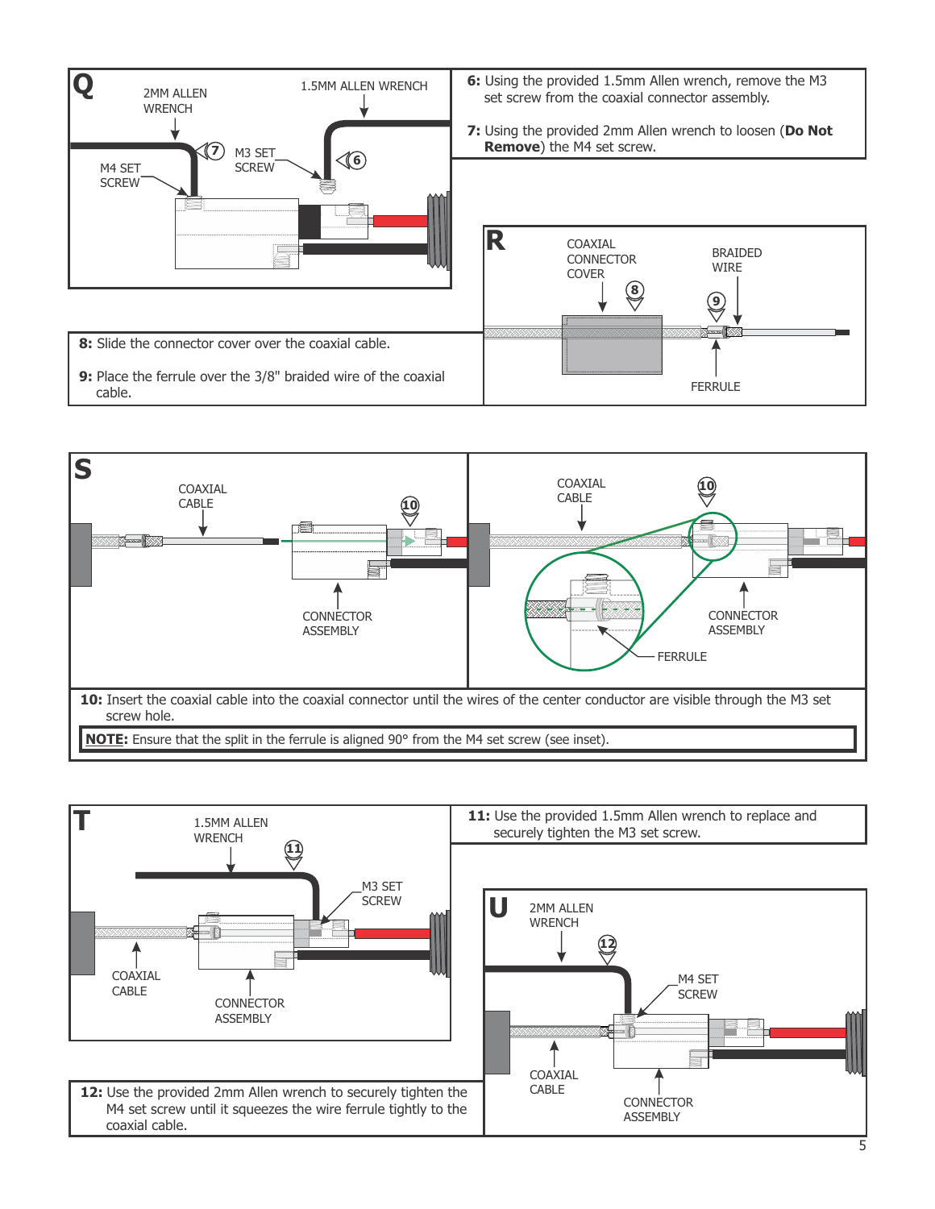**Q**

2MM ALLEN WRENCH

1.5MM ALLEN WRENCH

M4 SET SCREW

M3 SET SCREW

**6:** Using the provided 1.5mm Allen wrench, remove the M3 set screw from the coaxial connector assembly.

**7:** Using the provided 2mm Allen wrench to loosen (**Do Not Remove**) the M4 set screw.

**R**

COAXIAL CONNECTOR COVER

BRAIDED WIRE

FERRULE

**8:** Slide the connector cover over the coaxial cable.

**9:** Place the ferrule over the 3/8" braided wire of the coaxial cable.

**S**

COAXIAL CABLE

CONNECTOR ASSEMBLY

COAXIAL CABLE

CONNECTOR ASSEMBLY

FERRULE

**10:** Insert the coaxial cable into the coaxial connector until the wires of the center conductor are visible through the M3 set screw hole.

**NOTE:** Ensure that the split in the ferrule is aligned 90° from the M4 set screw (see inset).

**T**

1.5MM ALLEN WRENCH

M3 SET SCREW

COAXIAL CABLE

CONNECTOR ASSEMBLY

**11:** Use the provided 1.5mm Allen wrench to replace and securely tighten the M3 set screw.

**U**

2MM ALLEN WRENCH

M4 SET SCREW

COAXIAL CABLE

CONNECTOR ASSEMBLY

**12:** Use the provided 2mm Allen wrench to securely tighten the M4 set screw until it squeezes the wire ferrule tightly to the coaxial cable.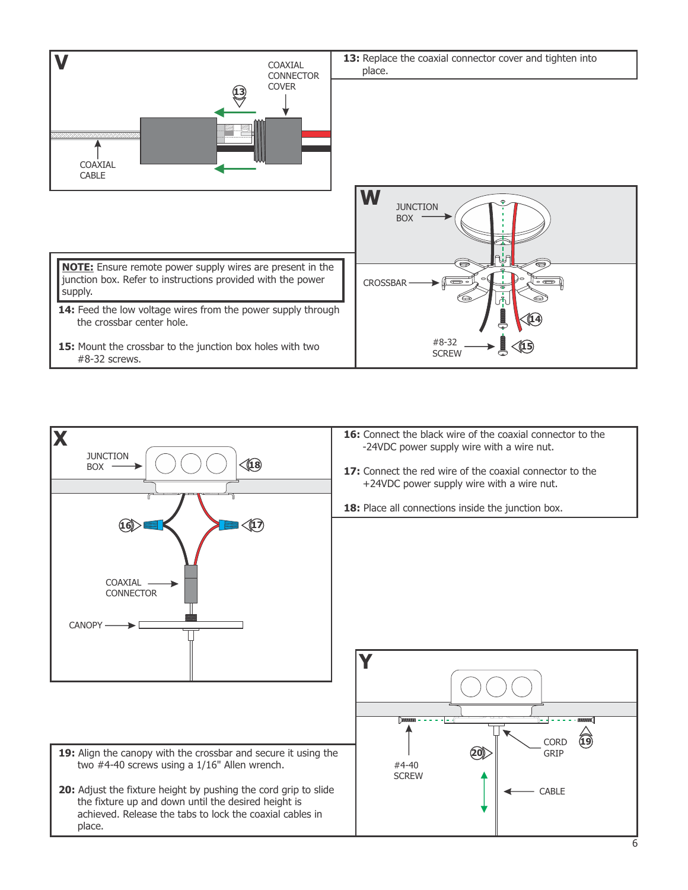## V

COAXIAL CONNECTOR COVER

COAXIAL CABLE

**13:** Replace the coaxial connector cover and tighten into place.

## W

JUNCTION BOX

CROSSBAR

#8-32 SCREW

**NOTE:** Ensure remote power supply wires are present in the junction box. Refer to instructions provided with the power supply.

**14:** Feed the low voltage wires from the power supply through the crossbar center hole.

**15:** Mount the crossbar to the junction box holes with two #8-32 screws.

## X

JUNCTION BOX

COAXIAL CONNECTOR

CANOPY

**16:** Connect the black wire of the coaxial connector to the -24VDC power supply wire with a wire nut.

**17:** Connect the red wire of the coaxial connector to the +24VDC power supply wire with a wire nut.

**18:** Place all connections inside the junction box.

## Y

#4-40 SCREW

CORD GRIP

CABLE

**19:** Align the canopy with the crossbar and secure it using the two #4-40 screws using a 1/16" Allen wrench.

**20:** Adjust the fixture height by pushing the cord grip to slide the fixture up and down until the desired height is achieved. Release the tabs to lock the coaxial cables in place.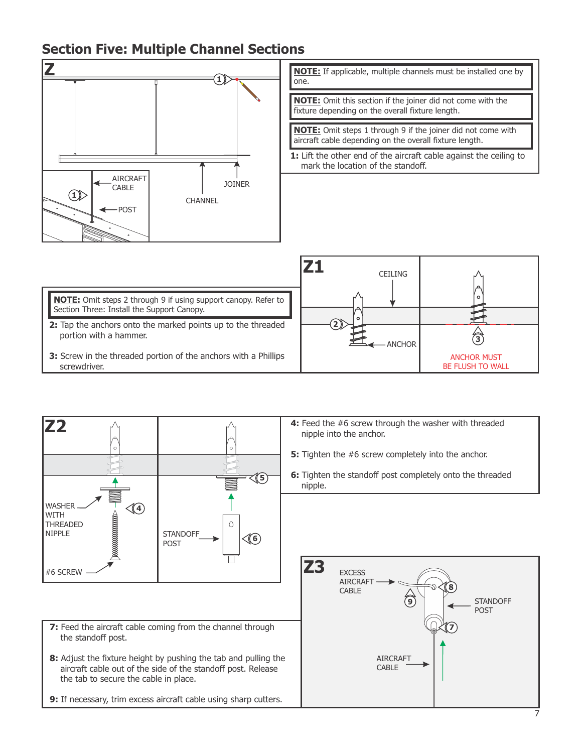## Section Five: Multiple Channel Sections

**Z**

AIRCRAFT CABLE

POST

CHANNEL

JOINER

**NOTE:** If applicable, multiple channels must be installed one by one.

**NOTE:** Omit this section if the joiner did not come with the fixture depending on the overall fixture length.

**NOTE:** Omit steps 1 through 9 if the joiner did not come with aircraft cable depending on the overall fixture length.

**1:** Lift the other end of the aircraft cable against the ceiling to mark the location of the standoff.

**NOTE:** Omit steps 2 through 9 if using support canopy. Refer to Section Three: Install the Support Canopy.

**2:** Tap the anchors onto the marked points up to the threaded portion with a hammer.

**3:** Screw in the threaded portion of the anchors with a Phillips screwdriver.

**Z1**

CEILING

ANCHOR

ANCHOR MUST BE FLUSH TO WALL

**Z2**

WASHER WITH THREADED NIPPLE

#6 SCREW

STANDOFF POST

**4:** Feed the #6 screw through the washer with threaded nipple into the anchor.

**5:** Tighten the #6 screw completely into the anchor.

**6:** Tighten the standoff post completely onto the threaded nipple.

**Z3**

EXCESS AIRCRAFT CABLE

STANDOFF POST

AIRCRAFT CABLE

**7:** Feed the aircraft cable coming from the channel through the standoff post.

**8:** Adjust the fixture height by pushing the tab and pulling the aircraft cable out of the side of the standoff post. Release the tab to secure the cable in place.

**9:** If necessary, trim excess aircraft cable using sharp cutters.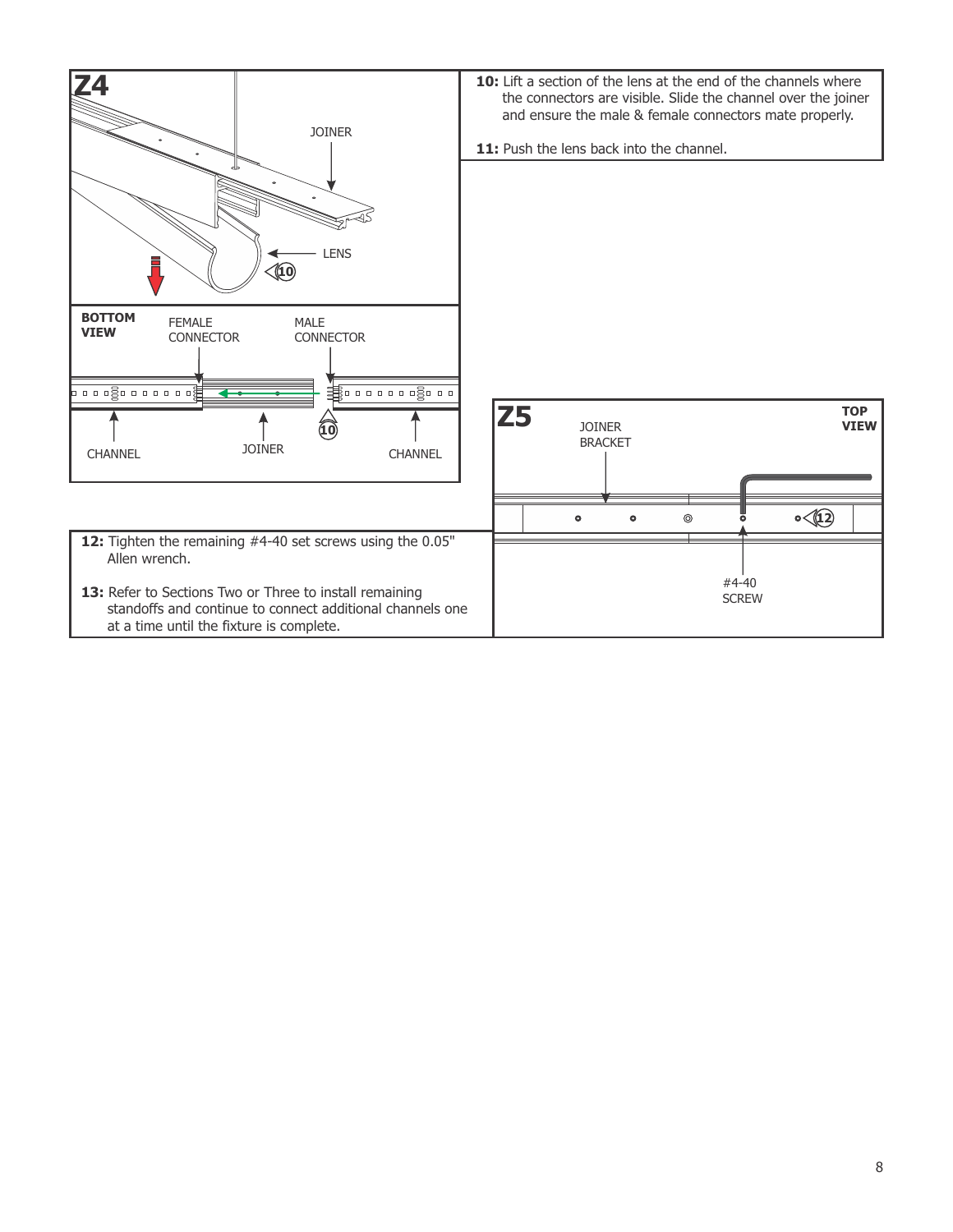**10:** Lift a section of the lens at the end of the channels where the connectors are visible. Slide the channel over the joiner and ensure the male & female connectors mate properly.

**11:** Push the lens back into the channel.

**12:** Tighten the remaining #4-40 set screws using the 0.05" Allen wrench.

**13:** Refer to Sections Two or Three to install remaining standoffs and continue to connect additional channels one at a time until the fixture is complete.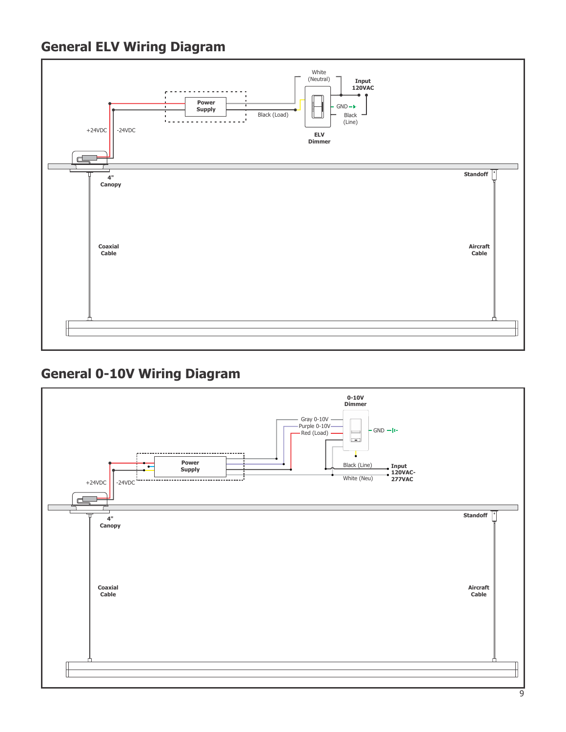## General ELV Wiring Diagram

White (Neutral)

Input 120VAC

Power Supply

GND

Black (Load)

Black (Line)

ELV Dimmer

+24VDC

-24VDC

4" Canopy

Standoff

Coaxial Cable

Aircraft Cable

## General 0-10V Wiring Diagram

0-10V Dimmer

Gray 0-10V

Purple 0-10V

Red (Load)

GND

Power Supply

Black (Line)

Input 120VAC-277VAC

White (Neu)

+24VDC

-24VDC

4" Canopy

Standoff

Coaxial Cable

Aircraft Cable